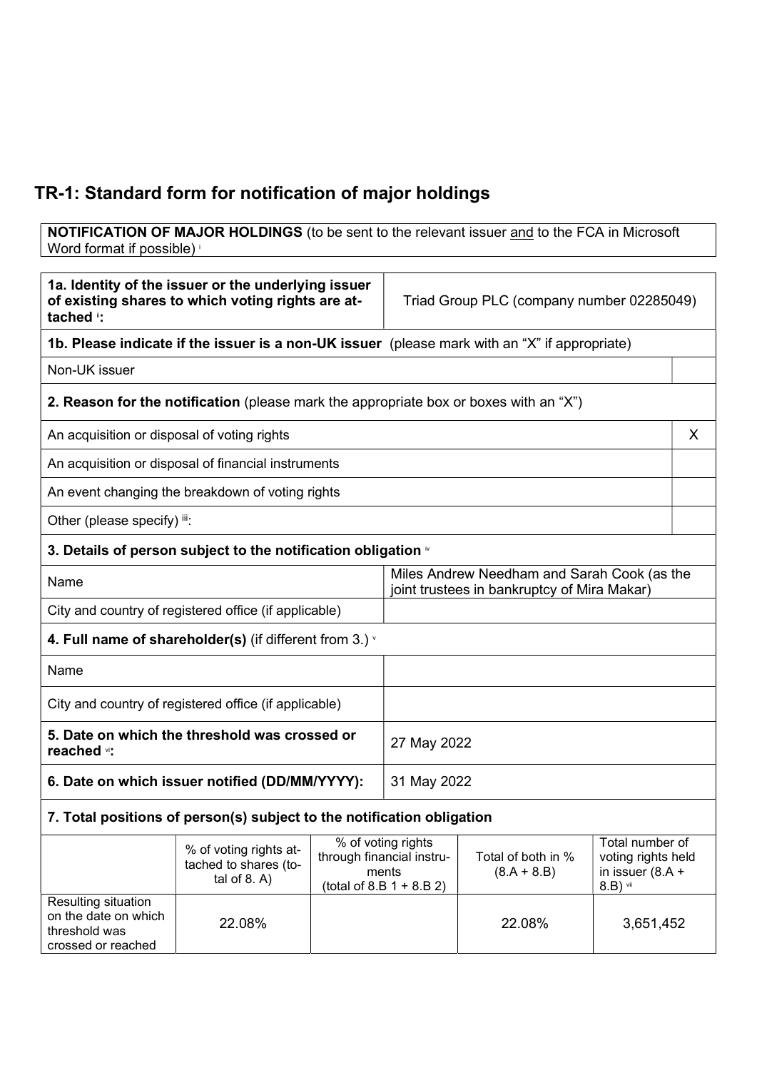# TR-1: Standard form for notification of major holdings

| **NOTIFICATION OF MAJOR HOLDINGS** (to be sent to the relevant issuer and to the FCA in Microsoft Word format if possible) [i] |
|---|

| **1a. Identity of the issuer or the underlying issuer of existing shares to which voting rights are attached** [ii]**:** | Triad Group PLC (company number 02285049) |
|---|---|
| **1b. Please indicate if the issuer is a non-UK issuer** (please mark with an "X" if appropriate) | |
| Non-UK issuer | |
| **2. Reason for the notification** (please mark the appropriate box or boxes with an "X") | |
| An acquisition or disposal of voting rights | X |
| An acquisition or disposal of financial instruments | |
| An event changing the breakdown of voting rights | |
| Other (please specify) [iii]: | |
| **3. Details of person subject to the notification obligation** [iv] | |
| Name | Miles Andrew Needham and Sarah Cook (as the joint trustees in bankruptcy of Mira Makar) |
| City and country of registered office (if applicable) | |
| **4. Full name of shareholder(s)** (if different from 3.) [v] | |
| Name | |
| City and country of registered office (if applicable) | |
| **5. Date on which the threshold was crossed or reached** [vi]**:** | 27 May 2022 |
| **6. Date on which issuer notified (DD/MM/YYYY):** | 31 May 2022 |

**7. Total positions of person(s) subject to the notification obligation**

| | % of voting rights attached to shares (total of 8. A) | % of voting rights through financial instruments (total of 8.B 1 + 8.B 2) | Total of both in % (8.A + 8.B) | Total number of voting rights held in issuer (8.A + 8.B) [vii] |
|---|---|---|---|---|
| Resulting situation on the date on which threshold was crossed or reached | 22.08% | | 22.08% | 3,651,452 |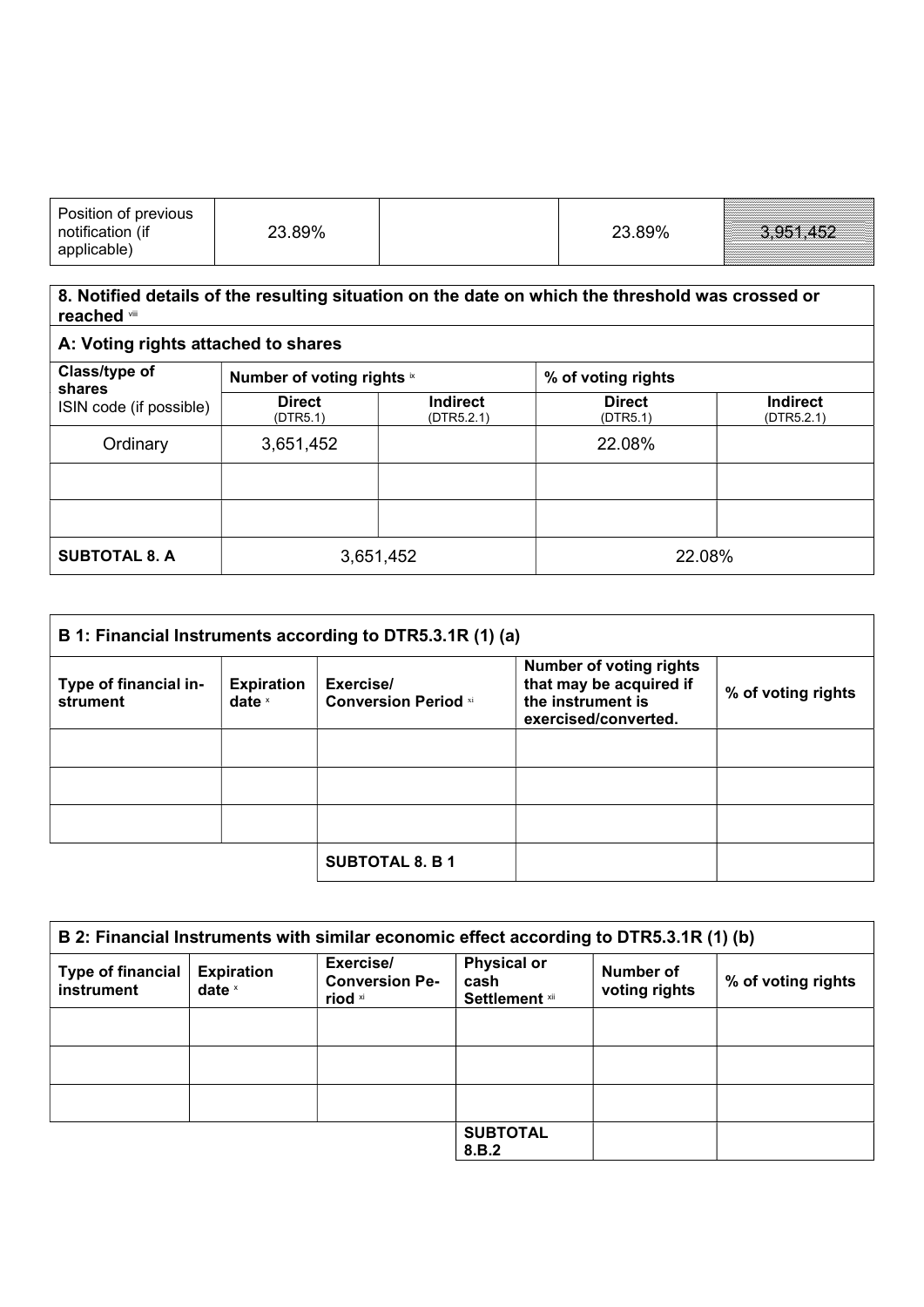| Position of previous notification (if applicable) | 23.89% | | 23.89% | 3,951,452 |
|---|---|---|---|---|

| 8. Notified details of the resulting situation on the date on which the threshold was crossed or reached [viii] | | | | |
|---|---|---|---|---|
| **A: Voting rights attached to shares** | | | | |
| **Class/type of shares** ISIN code (if possible) | **Number of voting rights** [ix] | | **% of voting rights** | |
| | **Direct** (DTR5.1) | **Indirect** (DTR5.2.1) | **Direct** (DTR5.1) | **Indirect** (DTR5.2.1) |
| Ordinary | 3,651,452 | | 22.08% | |
| | | | | |
| | | | | |
| **SUBTOTAL 8. A** | 3,651,452 | | 22.08% | |

| B 1: Financial Instruments according to DTR5.3.1R (1) (a) | | | | |
|---|---|---|---|---|
| **Type of financial instrument** | **Expiration date** [x] | **Exercise/ Conversion Period** [xi] | **Number of voting rights that may be acquired if the instrument is exercised/converted.** | **% of voting rights** |
| | | | | |
| | | | | |
| | | | | |
| | | **SUBTOTAL 8. B 1** | | |

| B 2: Financial Instruments with similar economic effect according to DTR5.3.1R (1) (b) | | | | | |
|---|---|---|---|---|---|
| **Type of financial instrument** | **Expiration date** [x] | **Exercise/ Conversion Period** [xi] | **Physical or cash Settlement** [xii] | **Number of voting rights** | **% of voting rights** |
| | | | | | |
| | | | | | |
| | | | | | |
| | | | **SUBTOTAL 8.B.2** | | |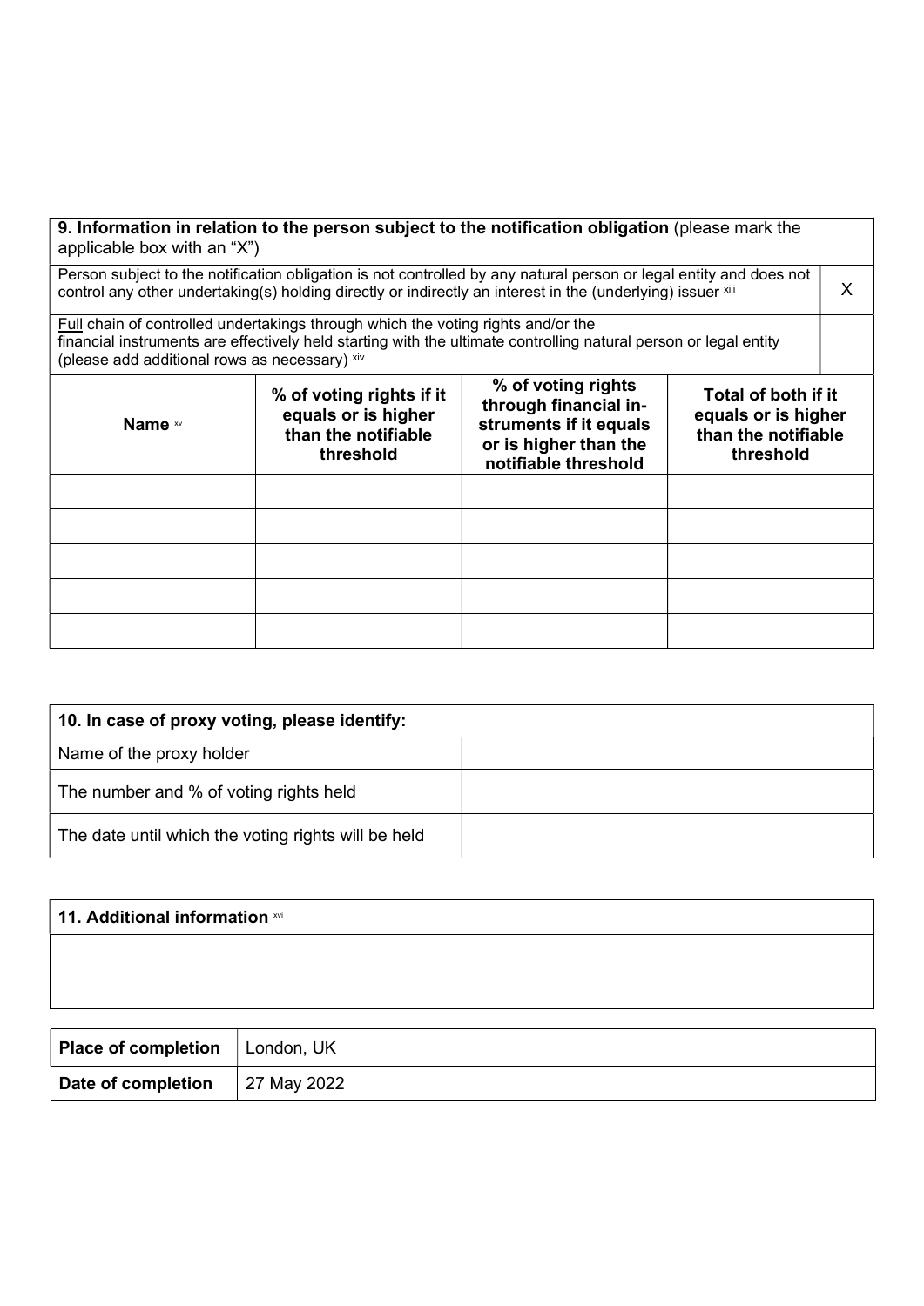| **9. Information in relation to the person subject to the notification obligation** (please mark the applicable box with an "X") | |
|---|---|
| Person subject to the notification obligation is not controlled by any natural person or legal entity and does not control any other undertaking(s) holding directly or indirectly an interest in the (underlying) issuer [xiii] | X |
| Full chain of controlled undertakings through which the voting rights and/or the financial instruments are effectively held starting with the ultimate controlling natural person or legal entity (please add additional rows as necessary) [xiv] | |

| Name [xv] | % of voting rights if it equals or is higher than the notifiable threshold | % of voting rights through financial instruments if it equals or is higher than the notifiable threshold | Total of both if it equals or is higher than the notifiable threshold |
|---|---|---|---|
| | | | |
| | | | |
| | | | |
| | | | |
| | | | |

| **10. In case of proxy voting, please identify:** | |
|---|---|
| Name of the proxy holder | |
| The number and % of voting rights held | |
| The date until which the voting rights will be held | |

| **11. Additional information** [xvi] |
|---|
| |

| | |
|---|---|
| **Place of completion** | London, UK |
| **Date of completion** | 27 May 2022 |